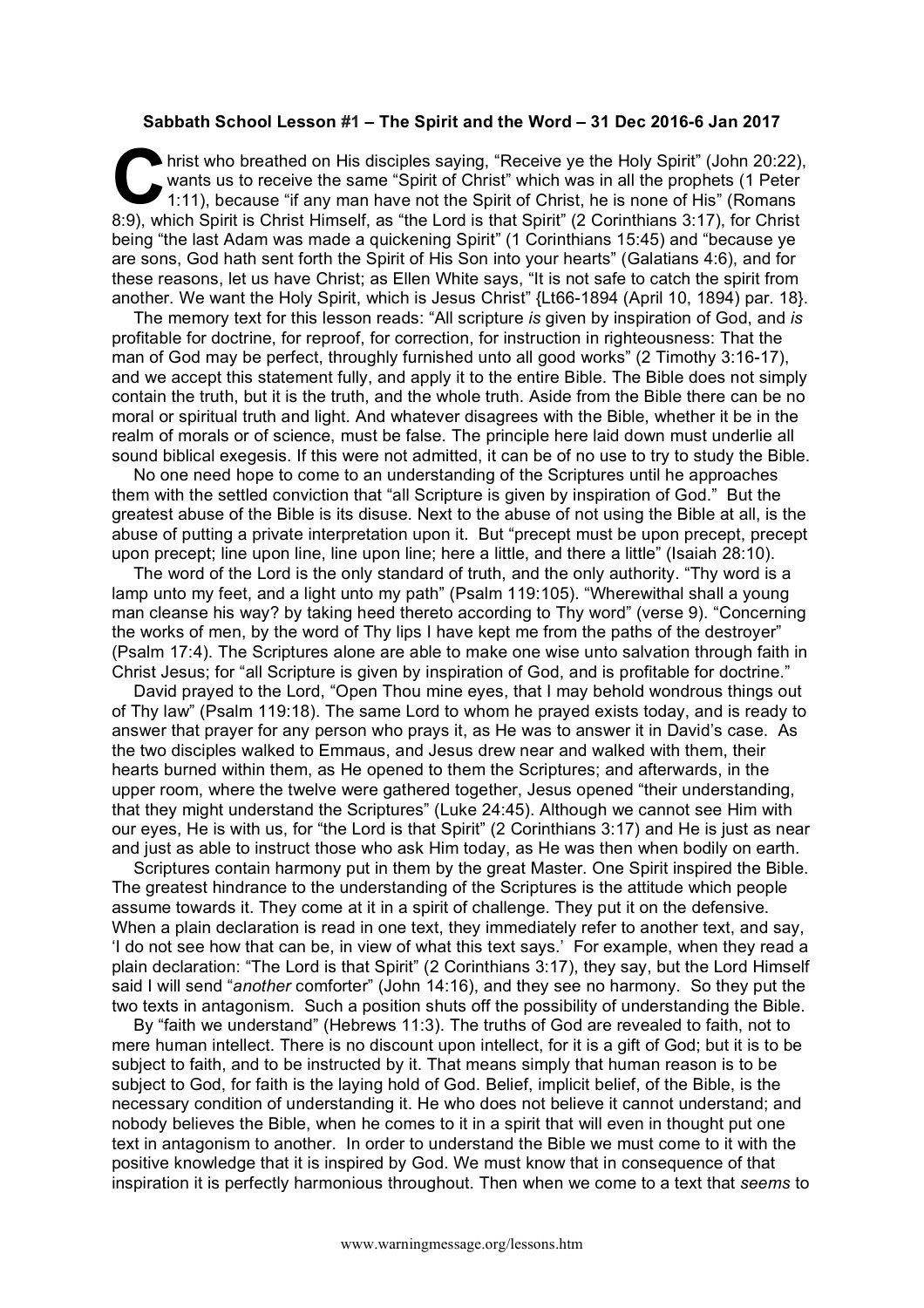**Sabbath School Lesson #1 – The Spirit and the Word – 31 Dec 2016-6 Jan 2017**

Christ who breathed on His disciples saying, "Receive ye the Holy Spirit" (John 20:22), wants us to receive the same "Spirit of Christ" which was in all the prophets (1 Peter 1:11), because "if any man have not the Spirit of Christ, he is none of His" (Romans 8:9), which Spirit is Christ Himself, as "the Lord is that Spirit" (2 Corinthians 3:17), for Christ being "the last Adam was made a quickening Spirit" (1 Corinthians 15:45) and "because ye are sons, God hath sent forth the Spirit of His Son into your hearts" (Galatians 4:6), and for these reasons, let us have Christ; as Ellen White says, "It is not safe to catch the spirit from another. We want the Holy Spirit, which is Jesus Christ" {Lt66-1894 (April 10, 1894) par. 18}.

The memory text for this lesson reads: "All scripture *is* given by inspiration of God, and *is* profitable for doctrine, for reproof, for correction, for instruction in righteousness: That the man of God may be perfect, throughly furnished unto all good works" (2 Timothy 3:16-17), and we accept this statement fully, and apply it to the entire Bible. The Bible does not simply contain the truth, but it is the truth, and the whole truth. Aside from the Bible there can be no moral or spiritual truth and light. And whatever disagrees with the Bible, whether it be in the realm of morals or of science, must be false. The principle here laid down must underlie all sound biblical exegesis. If this were not admitted, it can be of no use to try to study the Bible.

No one need hope to come to an understanding of the Scriptures until he approaches them with the settled conviction that "all Scripture is given by inspiration of God." But the greatest abuse of the Bible is its disuse. Next to the abuse of not using the Bible at all, is the abuse of putting a private interpretation upon it. But "precept must be upon precept, precept upon precept; line upon line, line upon line; here a little, and there a little" (Isaiah 28:10).

The word of the Lord is the only standard of truth, and the only authority. "Thy word is a lamp unto my feet, and a light unto my path" (Psalm 119:105). "Wherewithal shall a young man cleanse his way? by taking heed thereto according to Thy word" (verse 9). "Concerning the works of men, by the word of Thy lips I have kept me from the paths of the destroyer" (Psalm 17:4). The Scriptures alone are able to make one wise unto salvation through faith in Christ Jesus; for "all Scripture is given by inspiration of God, and is profitable for doctrine."

David prayed to the Lord, "Open Thou mine eyes, that I may behold wondrous things out of Thy law" (Psalm 119:18). The same Lord to whom he prayed exists today, and is ready to answer that prayer for any person who prays it, as He was to answer it in David's case. As the two disciples walked to Emmaus, and Jesus drew near and walked with them, their hearts burned within them, as He opened to them the Scriptures; and afterwards, in the upper room, where the twelve were gathered together, Jesus opened "their understanding, that they might understand the Scriptures" (Luke 24:45). Although we cannot see Him with our eyes, He is with us, for "the Lord is that Spirit" (2 Corinthians 3:17) and He is just as near and just as able to instruct those who ask Him today, as He was then when bodily on earth.

Scriptures contain harmony put in them by the great Master. One Spirit inspired the Bible. The greatest hindrance to the understanding of the Scriptures is the attitude which people assume towards it. They come at it in a spirit of challenge. They put it on the defensive. When a plain declaration is read in one text, they immediately refer to another text, and say, 'I do not see how that can be, in view of what this text says.' For example, when they read a plain declaration: "The Lord is that Spirit" (2 Corinthians 3:17), they say, but the Lord Himself said I will send "*another* comforter" (John 14:16), and they see no harmony. So they put the two texts in antagonism. Such a position shuts off the possibility of understanding the Bible.

By "faith we understand" (Hebrews 11:3). The truths of God are revealed to faith, not to mere human intellect. There is no discount upon intellect, for it is a gift of God; but it is to be subject to faith, and to be instructed by it. That means simply that human reason is to be subject to God, for faith is the laying hold of God. Belief, implicit belief, of the Bible, is the necessary condition of understanding it. He who does not believe it cannot understand; and nobody believes the Bible, when he comes to it in a spirit that will even in thought put one text in antagonism to another. In order to understand the Bible we must come to it with the positive knowledge that it is inspired by God. We must know that in consequence of that inspiration it is perfectly harmonious throughout. Then when we come to a text that *seems* to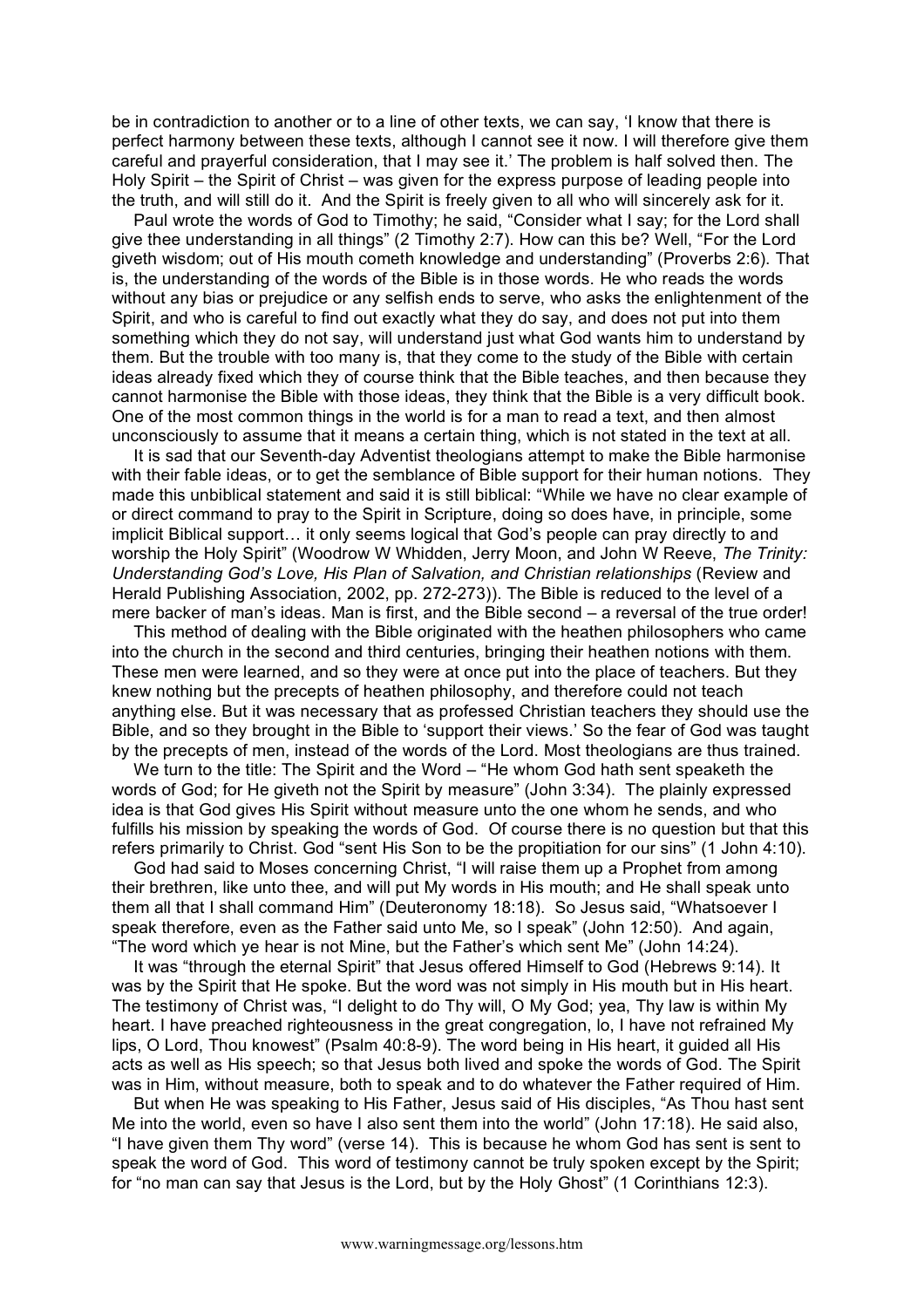be in contradiction to another or to a line of other texts, we can say, 'I know that there is perfect harmony between these texts, although I cannot see it now. I will therefore give them careful and prayerful consideration, that I may see it.' The problem is half solved then. The Holy Spirit – the Spirit of Christ – was given for the express purpose of leading people into the truth, and will still do it. And the Spirit is freely given to all who will sincerely ask for it.

Paul wrote the words of God to Timothy; he said, "Consider what I say; for the Lord shall give thee understanding in all things" (2 Timothy 2:7). How can this be? Well, "For the Lord giveth wisdom; out of His mouth cometh knowledge and understanding" (Proverbs 2:6). That is, the understanding of the words of the Bible is in those words. He who reads the words without any bias or prejudice or any selfish ends to serve, who asks the enlightenment of the Spirit, and who is careful to find out exactly what they do say, and does not put into them something which they do not say, will understand just what God wants him to understand by them. But the trouble with too many is, that they come to the study of the Bible with certain ideas already fixed which they of course think that the Bible teaches, and then because they cannot harmonise the Bible with those ideas, they think that the Bible is a very difficult book. One of the most common things in the world is for a man to read a text, and then almost unconsciously to assume that it means a certain thing, which is not stated in the text at all.

It is sad that our Seventh-day Adventist theologians attempt to make the Bible harmonise with their fable ideas, or to get the semblance of Bible support for their human notions. They made this unbiblical statement and said it is still biblical: "While we have no clear example of or direct command to pray to the Spirit in Scripture, doing so does have, in principle, some implicit Biblical support… it only seems logical that God's people can pray directly to and worship the Holy Spirit" (Woodrow W Whidden, Jerry Moon, and John W Reeve, *The Trinity: Understanding God's Love, His Plan of Salvation, and Christian relationships* (Review and Herald Publishing Association, 2002, pp. 272-273)). The Bible is reduced to the level of a mere backer of man's ideas. Man is first, and the Bible second – a reversal of the true order!

This method of dealing with the Bible originated with the heathen philosophers who came into the church in the second and third centuries, bringing their heathen notions with them. These men were learned, and so they were at once put into the place of teachers. But they knew nothing but the precepts of heathen philosophy, and therefore could not teach anything else. But it was necessary that as professed Christian teachers they should use the Bible, and so they brought in the Bible to 'support their views.' So the fear of God was taught by the precepts of men, instead of the words of the Lord. Most theologians are thus trained.

We turn to the title: The Spirit and the Word – "He whom God hath sent speaketh the words of God; for He giveth not the Spirit by measure" (John 3:34). The plainly expressed idea is that God gives His Spirit without measure unto the one whom he sends, and who fulfills his mission by speaking the words of God. Of course there is no question but that this refers primarily to Christ. God "sent His Son to be the propitiation for our sins" (1 John 4:10).

God had said to Moses concerning Christ, "I will raise them up a Prophet from among their brethren, like unto thee, and will put My words in His mouth; and He shall speak unto them all that I shall command Him" (Deuteronomy 18:18). So Jesus said, "Whatsoever I speak therefore, even as the Father said unto Me, so I speak" (John 12:50). And again, "The word which ye hear is not Mine, but the Father's which sent Me" (John 14:24).

It was "through the eternal Spirit" that Jesus offered Himself to God (Hebrews 9:14). It was by the Spirit that He spoke. But the word was not simply in His mouth but in His heart. The testimony of Christ was, "I delight to do Thy will, O My God; yea, Thy law is within My heart. I have preached righteousness in the great congregation, lo, I have not refrained My lips, O Lord, Thou knowest" (Psalm 40:8-9). The word being in His heart, it guided all His acts as well as His speech; so that Jesus both lived and spoke the words of God. The Spirit was in Him, without measure, both to speak and to do whatever the Father required of Him.

But when He was speaking to His Father, Jesus said of His disciples, "As Thou hast sent Me into the world, even so have I also sent them into the world" (John 17:18). He said also, "I have given them Thy word" (verse 14). This is because he whom God has sent is sent to speak the word of God. This word of testimony cannot be truly spoken except by the Spirit; for "no man can say that Jesus is the Lord, but by the Holy Ghost" (1 Corinthians 12:3).